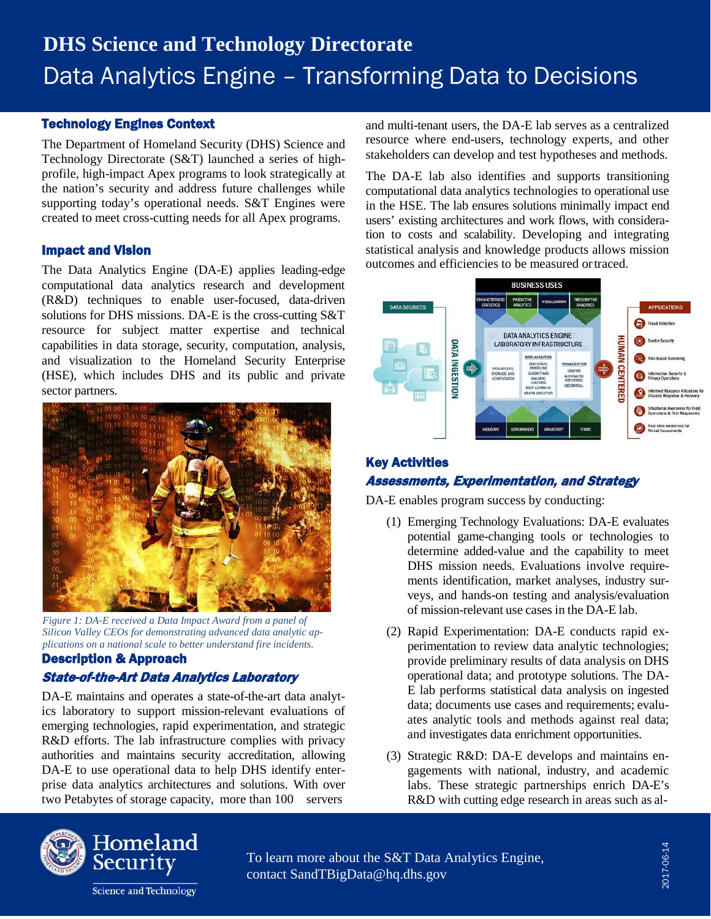# DHS Science and Technology Directorate

# Data Analytics Engine – Transforming Data to Decisions

## Technology Engines Context

The Department of Homeland Security (DHS) Science and Technology Directorate (S&T) launched a series of high-profile, high-impact Apex programs to look strategically at the nation's security and address future challenges while supporting today's operational needs. S&T Engines were created to meet cross-cutting needs for all Apex programs.

## Impact and Vision

The Data Analytics Engine (DA-E) applies leading-edge computational data analytics research and development (R&D) techniques to enable user-focused, data-driven solutions for DHS missions. DA-E is the cross-cutting S&T resource for subject matter expertise and technical capabilities in data storage, security, computation, analysis, and visualization to the Homeland Security Enterprise (HSE), which includes DHS and its public and private sector partners.

*Figure 1: DA-E received a Data Impact Award from a panel of Silicon Valley CEOs for demonstrating advanced data analytic applications on a national scale to better understand fire incidents.*

## Description & Approach

### State-of-the-Art Data Analytics Laboratory

DA-E maintains and operates a state-of-the-art data analytics laboratory to support mission-relevant evaluations of emerging technologies, rapid experimentation, and strategic R&D efforts. The lab infrastructure complies with privacy authorities and maintains security accreditation, allowing DA-E to use operational data to help DHS identify enterprise data analytics architectures and solutions. With over two Petabytes of storage capacity, more than 100 servers and multi-tenant users, the DA-E lab serves as a centralized resource where end-users, technology experts, and other stakeholders can develop and test hypotheses and methods.

The DA-E lab also identifies and supports transitioning computational data analytics technologies to operational use in the HSE. The lab ensures solutions minimally impact end users' existing architectures and work flows, with consideration to costs and scalability. Developing and integrating statistical analysis and knowledge products allows mission outcomes and efficiencies to be measured or traced.

## Key Activities

### Assessments, Experimentation, and Strategy

DA-E enables program success by conducting:

(1) Emerging Technology Evaluations: DA-E evaluates potential game-changing tools or technologies to determine added-value and the capability to meet DHS mission needs. Evaluations involve requirements identification, market analyses, industry surveys, and hands-on testing and analysis/evaluation of mission-relevant use cases in the DA-E lab.

(2) Rapid Experimentation: DA-E conducts rapid experimentation to review data analytic technologies; provide preliminary results of data analysis on DHS operational data; and prototype solutions. The DA-E lab performs statistical data analysis on ingested data; documents use cases and requirements; evaluates analytic tools and methods against real data; and investigates data enrichment opportunities.

(3) Strategic R&D: DA-E develops and maintains engagements with national, industry, and academic labs. These strategic partnerships enrich DA-E's R&D with cutting edge research in areas such as al-

To learn more about the S&T Data Analytics Engine, contact SandTBigData@hq.dhs.gov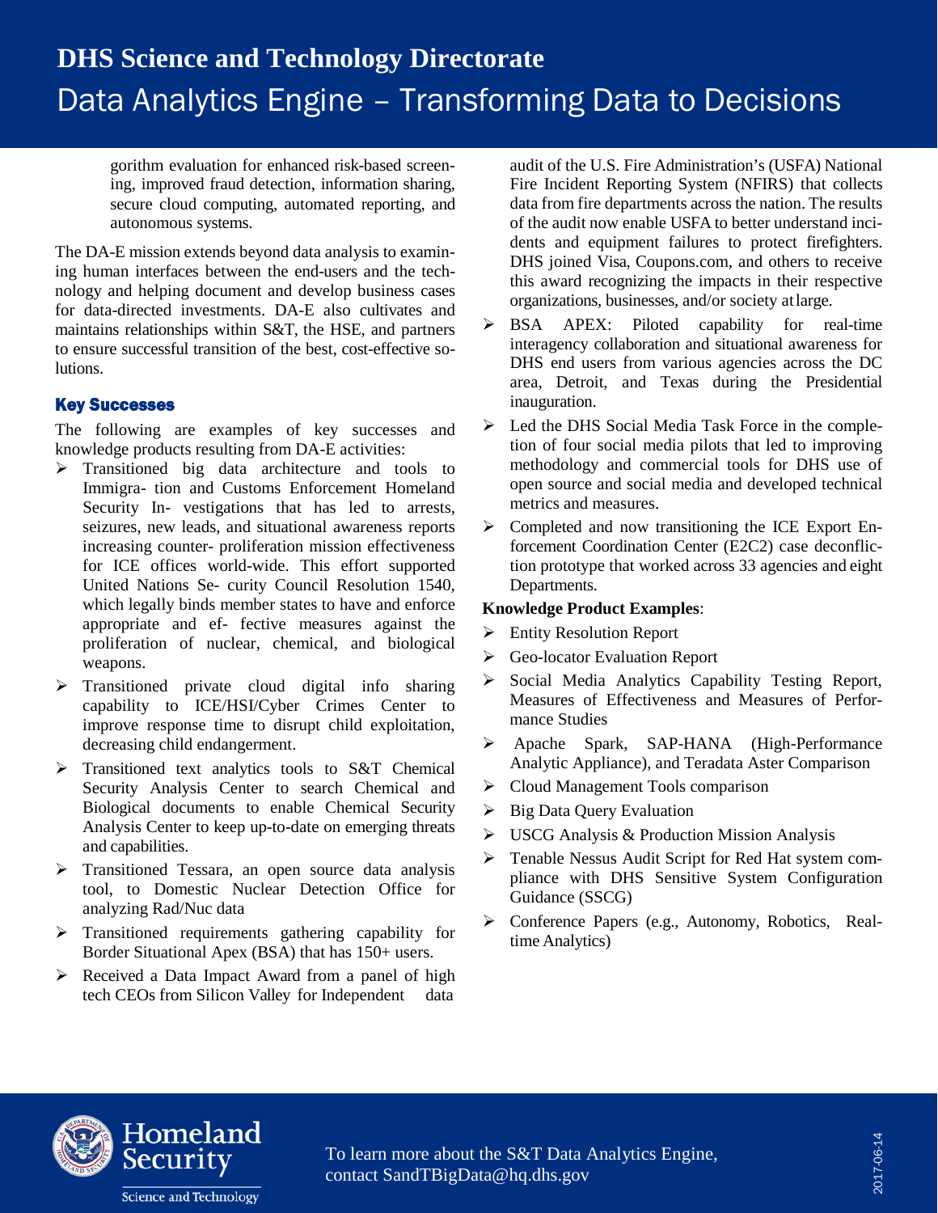# DHS Science and Technology Directorate

## Data Analytics Engine – Transforming Data to Decisions

gorithm evaluation for enhanced risk-based screening, improved fraud detection, information sharing, secure cloud computing, automated reporting, and autonomous systems.

The DA-E mission extends beyond data analysis to examining human interfaces between the end-users and the technology and helping document and develop business cases for data-directed investments. DA-E also cultivates and maintains relationships within S&T, the HSE, and partners to ensure successful transition of the best, cost-effective solutions.

### Key Successes

The following are examples of key successes and knowledge products resulting from DA-E activities:

- Transitioned big data architecture and tools to Immigration and Customs Enforcement Homeland Security Investigations that has led to arrests, seizures, new leads, and situational awareness reports increasing counter-proliferation mission effectiveness for ICE offices world-wide. This effort supported United Nations Security Council Resolution 1540, which legally binds member states to have and enforce appropriate and effective measures against the proliferation of nuclear, chemical, and biological weapons.
- Transitioned private cloud digital info sharing capability to ICE/HSI/Cyber Crimes Center to improve response time to disrupt child exploitation, decreasing child endangerment.
- Transitioned text analytics tools to S&T Chemical Security Analysis Center to search Chemical and Biological documents to enable Chemical Security Analysis Center to keep up-to-date on emerging threats and capabilities.
- Transitioned Tessara, an open source data analysis tool, to Domestic Nuclear Detection Office for analyzing Rad/Nuc data
- Transitioned requirements gathering capability for Border Situational Apex (BSA) that has 150+ users.
- Received a Data Impact Award from a panel of high tech CEOs from Silicon Valley for Independent data audit of the U.S. Fire Administration's (USFA) National Fire Incident Reporting System (NFIRS) that collects data from fire departments across the nation. The results of the audit now enable USFA to better understand incidents and equipment failures to protect firefighters. DHS joined Visa, Coupons.com, and others to receive this award recognizing the impacts in their respective organizations, businesses, and/or society at large.
- BSA APEX: Piloted capability for real-time interagency collaboration and situational awareness for DHS end users from various agencies across the DC area, Detroit, and Texas during the Presidential inauguration.
- Led the DHS Social Media Task Force in the completion of four social media pilots that led to improving methodology and commercial tools for DHS use of open source and social media and developed technical metrics and measures.
- Completed and now transitioning the ICE Export Enforcement Coordination Center (E2C2) case deconfliction prototype that worked across 33 agencies and eight Departments.

**Knowledge Product Examples**:

- Entity Resolution Report
- Geo-locator Evaluation Report
- Social Media Analytics Capability Testing Report, Measures of Effectiveness and Measures of Performance Studies
- Apache Spark, SAP-HANA (High-Performance Analytic Appliance), and Teradata Aster Comparison
- Cloud Management Tools comparison
- Big Data Query Evaluation
- USCG Analysis & Production Mission Analysis
- Tenable Nessus Audit Script for Red Hat system compliance with DHS Sensitive System Configuration Guidance (SSCG)
- Conference Papers (e.g., Autonomy, Robotics, Real-time Analytics)

Homeland Security
Science and Technology

To learn more about the S&T Data Analytics Engine, contact SandTBigData@hq.dhs.gov

2017-06-14